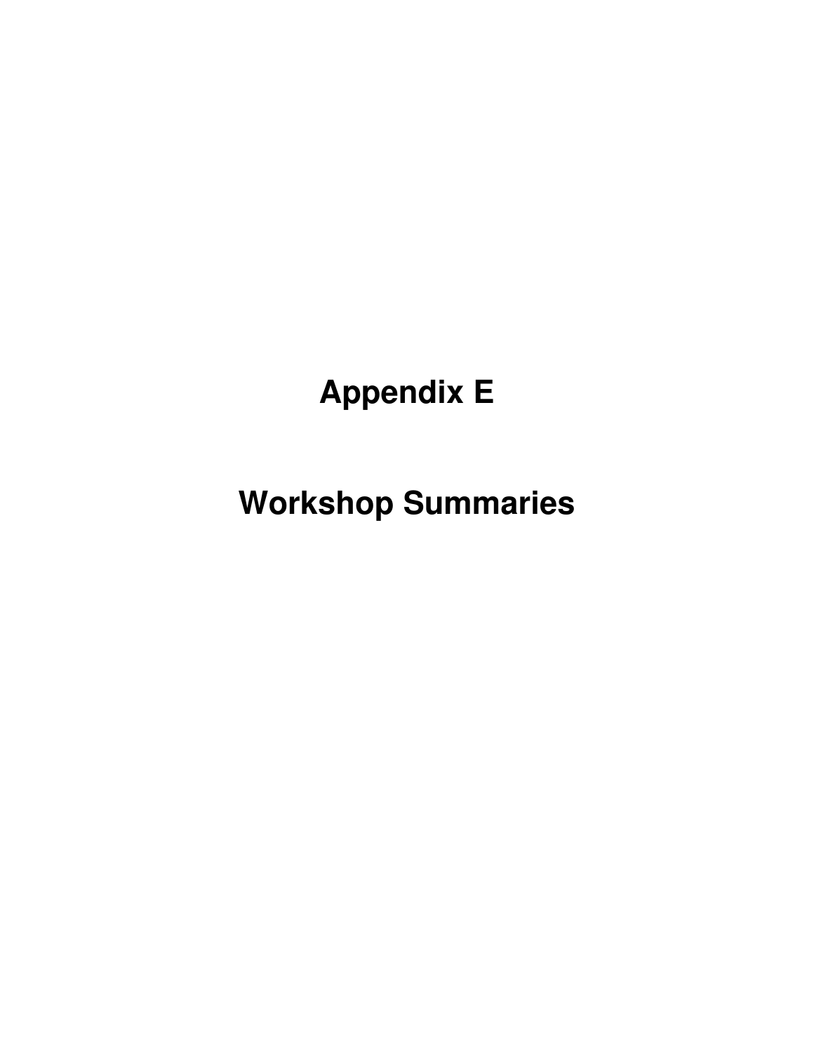# Appendix E

# Workshop Summaries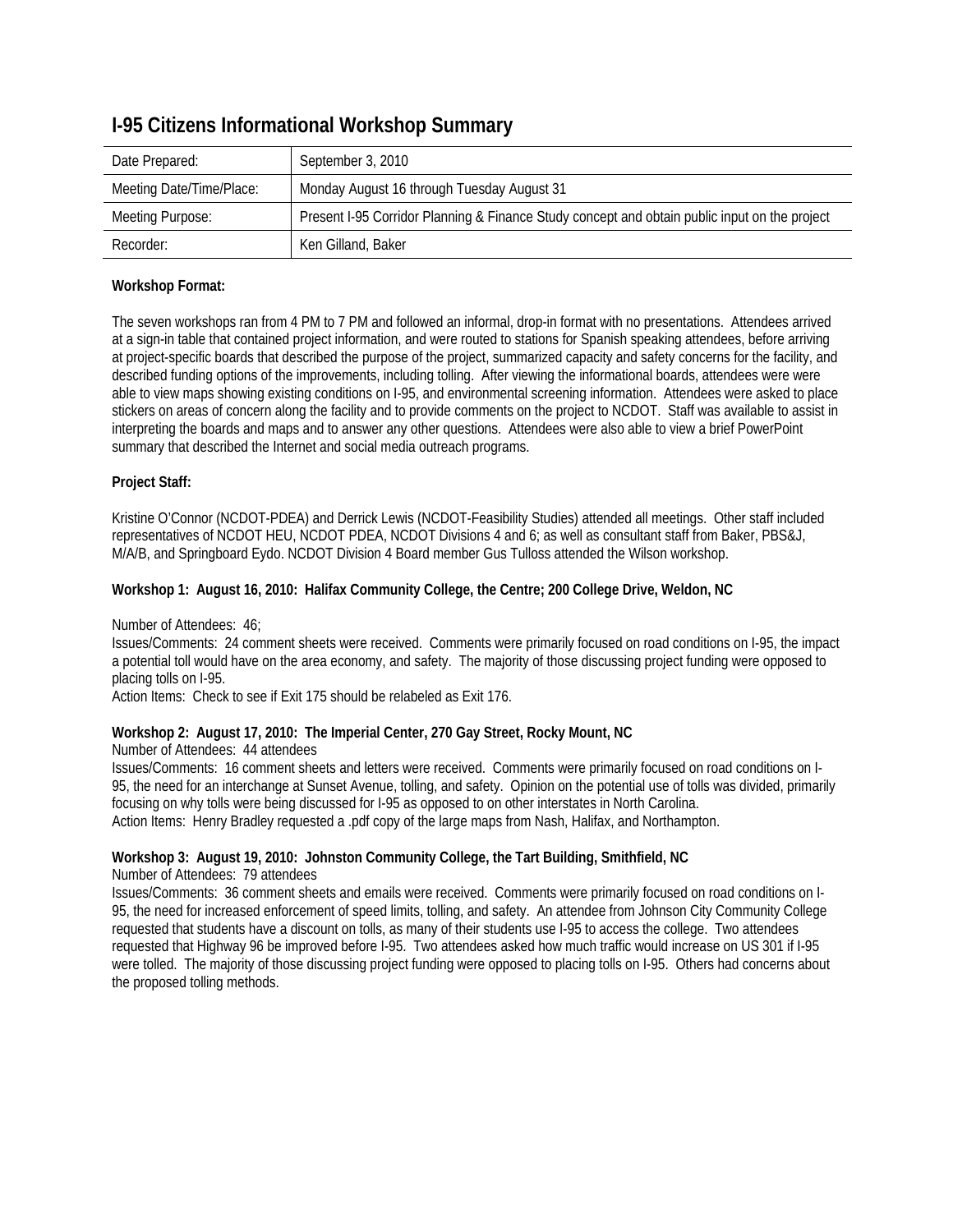# I-95 Citizens Informational Workshop Summary

| Date Prepared: | September 3, 2010 |
|---|---|
| Meeting Date/Time/Place: | Monday August 16 through Tuesday August 31 |
| Meeting Purpose: | Present I-95 Corridor Planning & Finance Study concept and obtain public input on the project |
| Recorder: | Ken Gilland, Baker |

**Workshop Format:**

The seven workshops ran from 4 PM to 7 PM and followed an informal, drop-in format with no presentations. Attendees arrived at a sign-in table that contained project information, and were routed to stations for Spanish speaking attendees, before arriving at project-specific boards that described the purpose of the project, summarized capacity and safety concerns for the facility, and described funding options of the improvements, including tolling. After viewing the informational boards, attendees were were able to view maps showing existing conditions on I-95, and environmental screening information. Attendees were asked to place stickers on areas of concern along the facility and to provide comments on the project to NCDOT. Staff was available to assist in interpreting the boards and maps and to answer any other questions. Attendees were also able to view a brief PowerPoint summary that described the Internet and social media outreach programs.

**Project Staff:**

Kristine O'Connor (NCDOT-PDEA) and Derrick Lewis (NCDOT-Feasibility Studies) attended all meetings. Other staff included representatives of NCDOT HEU, NCDOT PDEA, NCDOT Divisions 4 and 6; as well as consultant staff from Baker, PBS&J, M/A/B, and Springboard Eydo. NCDOT Division 4 Board member Gus Tulloss attended the Wilson workshop.

**Workshop 1: August 16, 2010: Halifax Community College, the Centre; 200 College Drive, Weldon, NC**

Number of Attendees: 46;

Issues/Comments: 24 comment sheets were received. Comments were primarily focused on road conditions on I-95, the impact a potential toll would have on the area economy, and safety. The majority of those discussing project funding were opposed to placing tolls on I-95.

Action Items: Check to see if Exit 175 should be relabeled as Exit 176.

**Workshop 2: August 17, 2010: The Imperial Center, 270 Gay Street, Rocky Mount, NC**

Number of Attendees: 44 attendees

Issues/Comments: 16 comment sheets and letters were received. Comments were primarily focused on road conditions on I-95, the need for an interchange at Sunset Avenue, tolling, and safety. Opinion on the potential use of tolls was divided, primarily focusing on why tolls were being discussed for I-95 as opposed to on other interstates in North Carolina.

Action Items: Henry Bradley requested a .pdf copy of the large maps from Nash, Halifax, and Northampton.

**Workshop 3: August 19, 2010: Johnston Community College, the Tart Building, Smithfield, NC**

Number of Attendees: 79 attendees

Issues/Comments: 36 comment sheets and emails were received. Comments were primarily focused on road conditions on I-95, the need for increased enforcement of speed limits, tolling, and safety. An attendee from Johnson City Community College requested that students have a discount on tolls, as many of their students use I-95 to access the college. Two attendees requested that Highway 96 be improved before I-95. Two attendees asked how much traffic would increase on US 301 if I-95 were tolled. The majority of those discussing project funding were opposed to placing tolls on I-95. Others had concerns about the proposed tolling methods.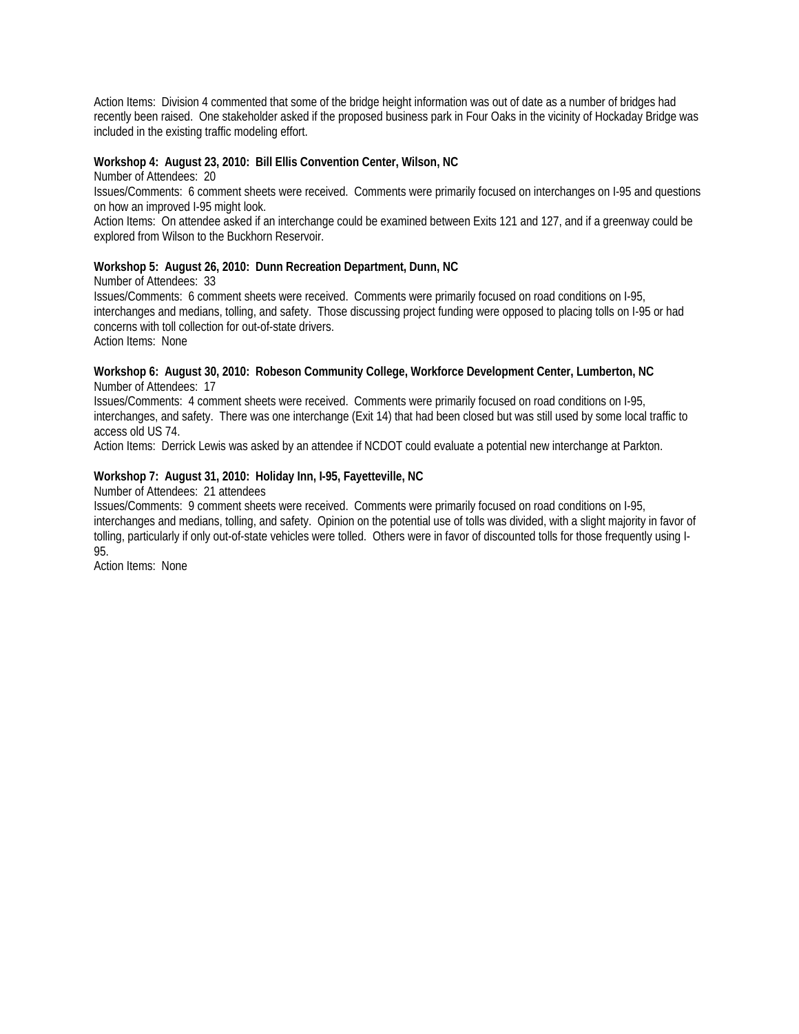Action Items: Division 4 commented that some of the bridge height information was out of date as a number of bridges had recently been raised. One stakeholder asked if the proposed business park in Four Oaks in the vicinity of Hockaday Bridge was included in the existing traffic modeling effort.

**Workshop 4: August 23, 2010: Bill Ellis Convention Center, Wilson, NC**

Number of Attendees: 20

Issues/Comments: 6 comment sheets were received. Comments were primarily focused on interchanges on I-95 and questions on how an improved I-95 might look.

Action Items: On attendee asked if an interchange could be examined between Exits 121 and 127, and if a greenway could be explored from Wilson to the Buckhorn Reservoir.

**Workshop 5: August 26, 2010: Dunn Recreation Department, Dunn, NC**

Number of Attendees: 33

Issues/Comments: 6 comment sheets were received. Comments were primarily focused on road conditions on I-95, interchanges and medians, tolling, and safety. Those discussing project funding were opposed to placing tolls on I-95 or had concerns with toll collection for out-of-state drivers.

Action Items: None

**Workshop 6: August 30, 2010: Robeson Community College, Workforce Development Center, Lumberton, NC**

Number of Attendees: 17

Issues/Comments: 4 comment sheets were received. Comments were primarily focused on road conditions on I-95, interchanges, and safety. There was one interchange (Exit 14) that had been closed but was still used by some local traffic to access old US 74.

Action Items: Derrick Lewis was asked by an attendee if NCDOT could evaluate a potential new interchange at Parkton.

**Workshop 7: August 31, 2010: Holiday Inn, I-95, Fayetteville, NC**

Number of Attendees: 21 attendees

Issues/Comments: 9 comment sheets were received. Comments were primarily focused on road conditions on I-95, interchanges and medians, tolling, and safety. Opinion on the potential use of tolls was divided, with a slight majority in favor of tolling, particularly if only out-of-state vehicles were tolled. Others were in favor of discounted tolls for those frequently using I-95.

Action Items: None